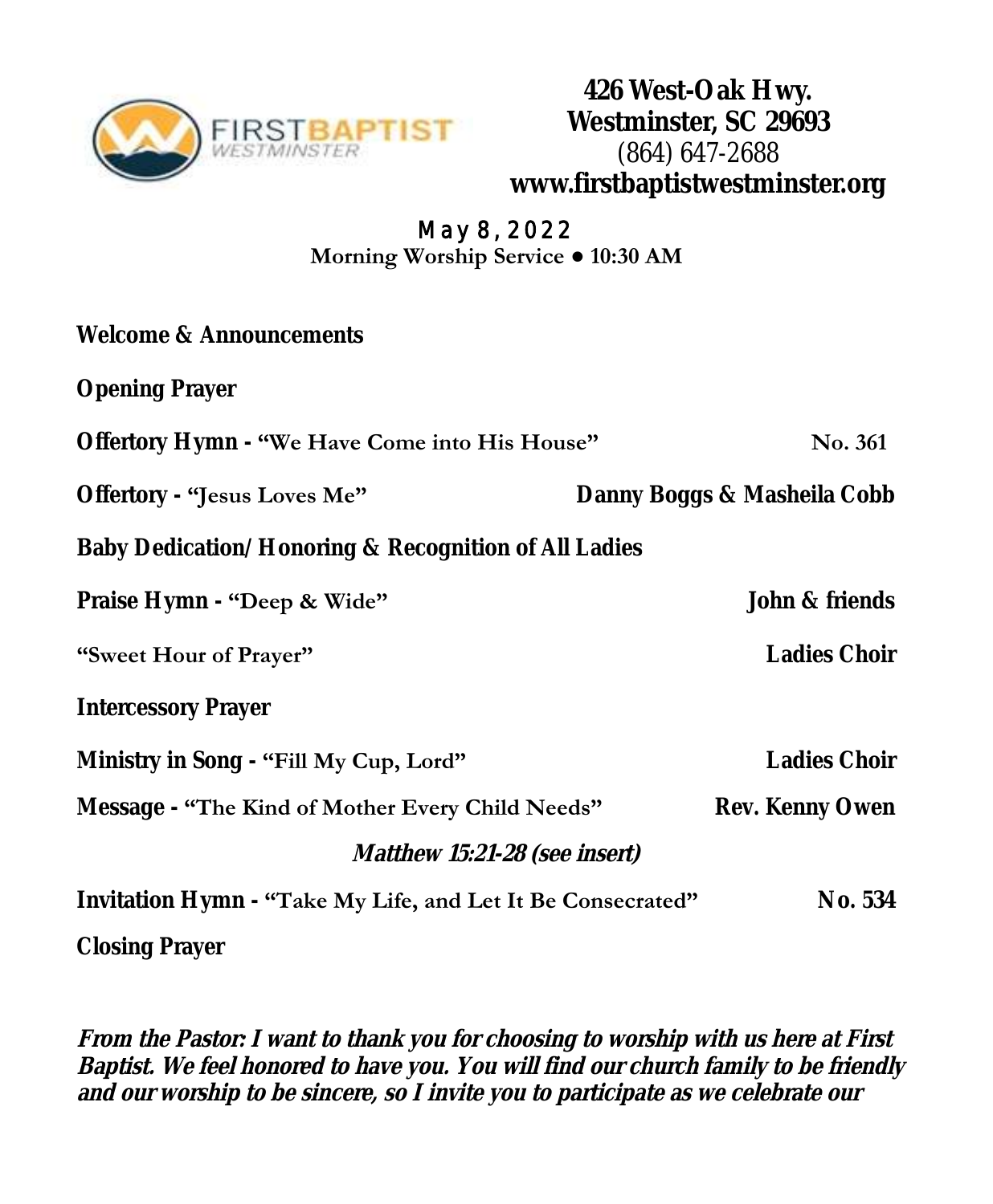FIRSTBAPTIST WESTMINSTER

**426 West-Oak Hwy.**
**Westminster, SC 29693**
(864) 647-2688
**www.firstbaptistwestminster.org**

May 8, 2022
**Morning Worship Service ● 10:30 AM**

**Welcome & Announcements**

**Opening Prayer**

**Offertory Hymn - "We Have Come into His House"** No. 361

**Offertory - "Jesus Loves Me"** **Danny Boggs & Masheila Cobb**

**Baby Dedication/Honoring & Recognition of All Ladies**

**Praise Hymn - "Deep & Wide"** **John & friends**

**"Sweet Hour of Prayer"** **Ladies Choir**

**Intercessory Prayer**

**Ministry in Song - "Fill My Cup, Lord"** **Ladies Choir**

**Message - "The Kind of Mother Every Child Needs"** **Rev. Kenny Owen**

***Matthew 15:21-28 (see insert)***

**Invitation Hymn - "Take My Life, and Let It Be Consecrated"** **No. 534**

**Closing Prayer**

***From the Pastor: I want to thank you for choosing to worship with us here at First Baptist. We feel honored to have you. You will find our church family to be friendly and our worship to be sincere, so I invite you to participate as we celebrate our***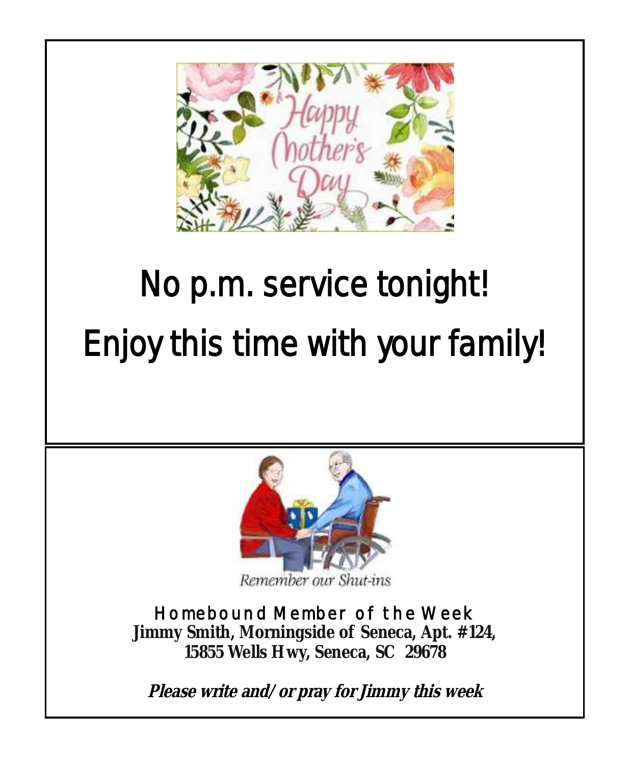# No p.m. service tonight!

# Enjoy this time with your family!

Remember our Shut-ins

Homebound Member of the Week

**Jimmy Smith, Morningside of Seneca, Apt. #124,**
**15855 Wells Hwy, Seneca, SC 29678**

***Please write and/or pray for Jimmy this week***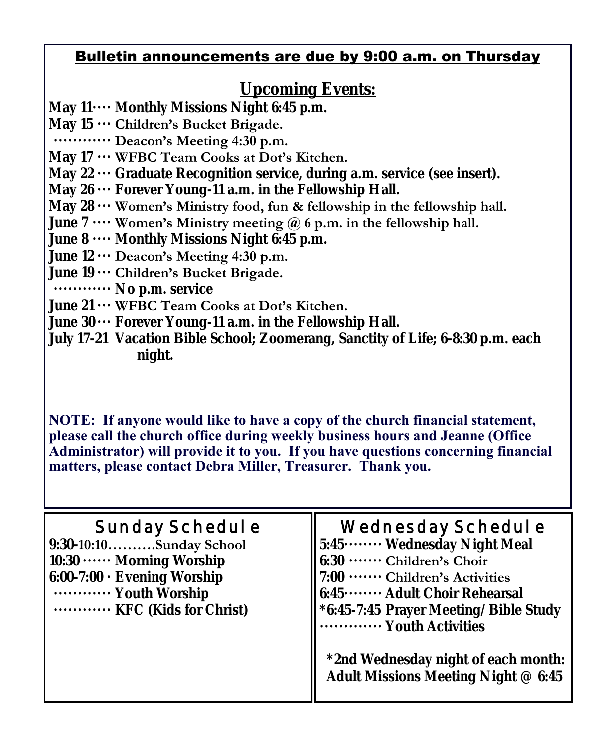**Bulletin announcements are due by 9:00 a.m. on Thursday**

## Upcoming Events:

**May 11**···· **Monthly Missions Night 6:45 p.m.**
**May 15** ··· Children's Bucket Brigade.
··········· Deacon's Meeting 4:30 p.m.
**May 17** ··· WFBC Team Cooks at Dot's Kitchen.
**May 22** ··· **Graduate Recognition service, during a.m. service (see insert).**
**May 26** ··· **Forever Young-11 a.m. in the Fellowship Hall.**
**May 28** ··· Women's Ministry food, fun & fellowship in the fellowship hall.
**June 7** ···· Women's Ministry meeting @ 6 p.m. in the fellowship hall.
**June 8** ···· **Monthly Missions Night 6:45 p.m.**
**June 12** ··· Deacon's Meeting 4:30 p.m.
**June 19** ··· Children's Bucket Brigade.
··········· **No p.m. service**
**June 21** ··· WFBC Team Cooks at Dot's Kitchen.
**June 30** ··· **Forever Young-11 a.m. in the Fellowship Hall.**
**July 17-21 Vacation Bible School; Zoomerang, Sanctity of Life; 6-8:30 p.m. each night.**

**NOTE: If anyone would like to have a copy of the church financial statement, please call the church office during weekly business hours and Jeanne (Office Administrator) will provide it to you. If you have questions concerning financial matters, please contact Debra Miller, Treasurer. Thank you.**

## Sunday Schedule

**9:30-**10:10..........Sunday School
**10:30** ······ **Morning Worship**
**6:00-7:00** · **Evening Worship**
············ **Youth Worship**
············ **KFC (Kids for Christ)**

## Wednesday Schedule

**5:45**········ **Wednesday Night Meal**
**6:30** ······· Children's Choir
**7:00** ······· Children's Activities
**6:45**········ **Adult Choir Rehearsal**
**\*6:45-7:45 Prayer Meeting/Bible Study**
············ **Youth Activities**

**\*2nd Wednesday night of each month: Adult Missions Meeting Night @ 6:45**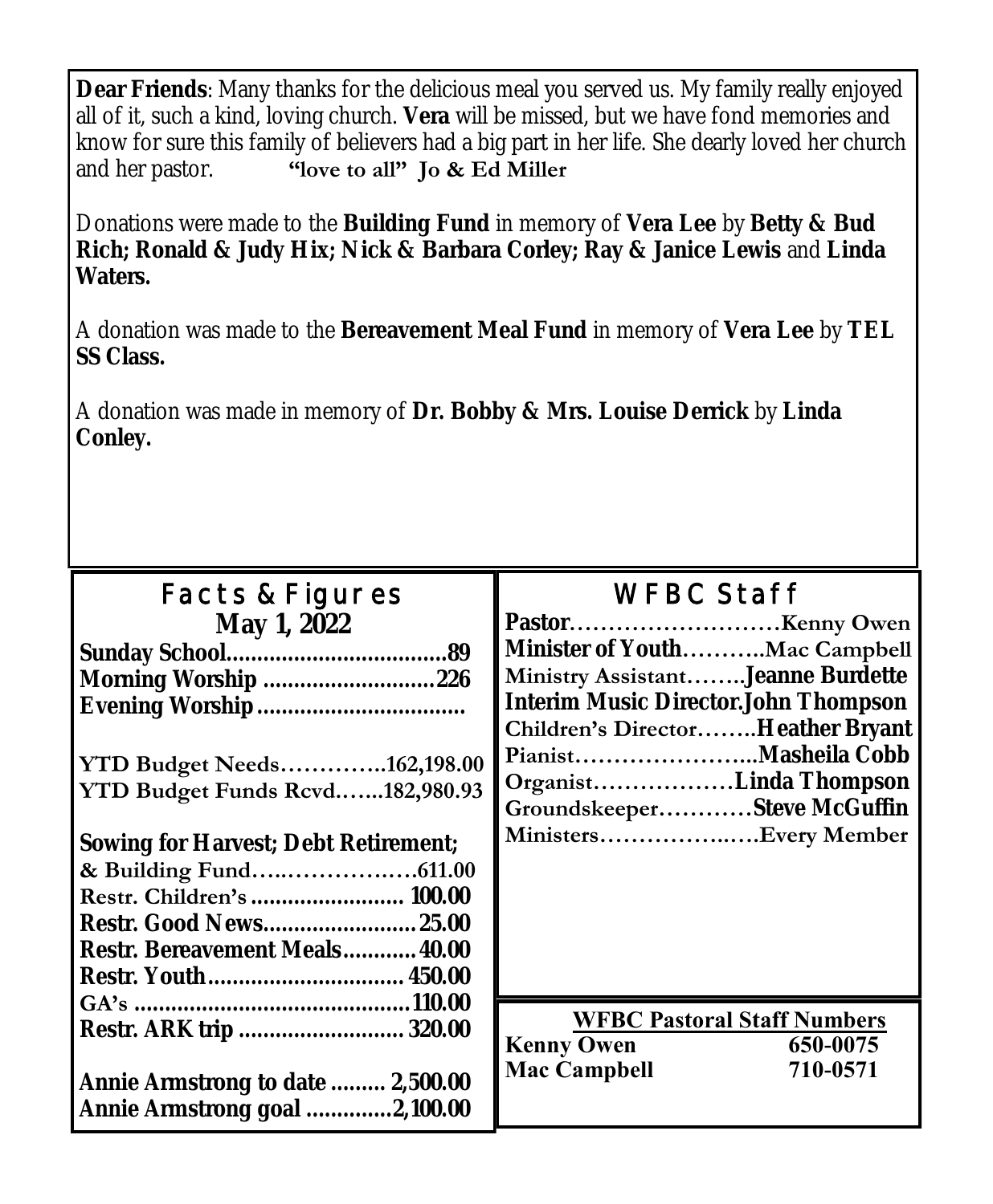**Dear Friends**: Many thanks for the delicious meal you served us. My family really enjoyed all of it, such a kind, loving church. **Vera** will be missed, but we have fond memories and know for sure this family of believers had a big part in her life. She dearly loved her church and her pastor. **"love to all" Jo & Ed Miller**

Donations were made to the **Building Fund** in memory of **Vera Lee** by **Betty & Bud Rich; Ronald & Judy Hix; Nick & Barbara Corley; Ray & Janice Lewis** and **Linda Waters.**

A donation was made to the **Bereavement Meal Fund** in memory of **Vera Lee** by **TEL SS Class.**

A donation was made in memory of **Dr. Bobby & Mrs. Louise Derrick** by **Linda Conley.**

## Facts & Figures

**May 1, 2022**

**Sunday School....................................89**
**Morning Worship ............................226**
**Evening Worship ..................................**

**YTD Budget Needs…………..162,198.00**
**YTD Budget Funds Rcvd.…...182,980.93**

**Sowing for Harvest; Debt Retirement;**
**& Building Fund…..……………….611.00**
**Restr. Children's ......................... 100.00**
**Restr. Good News.........................25.00**
**Restr. Bereavement Meals............40.00**
**Restr. Youth................................ 450.00**
**GA's ..............................................110.00**
**Restr. ARK trip ........................... 320.00**

**Annie Armstrong to date ......... 2,500.00**
**Annie Armstrong goal ..............2,100.00**

## WFBC Staff

**Pastor………………………Kenny Owen**
**Minister of Youth………..Mac Campbell**
**Ministry Assistant……..Jeanne Burdette**
**Interim Music Director.John Thompson**
**Children's Director……..Heather Bryant**
**Pianist…………………...Masheila Cobb**
**Organist………………Linda Thompson**
**Groundskeeper…………Steve McGuffin**
**Ministers………………..…Every Member**

**WFBC Pastoral Staff Numbers**

| | |
|---|---|
| **Kenny Owen** | **650-0075** |
| **Mac Campbell** | **710-0571** |